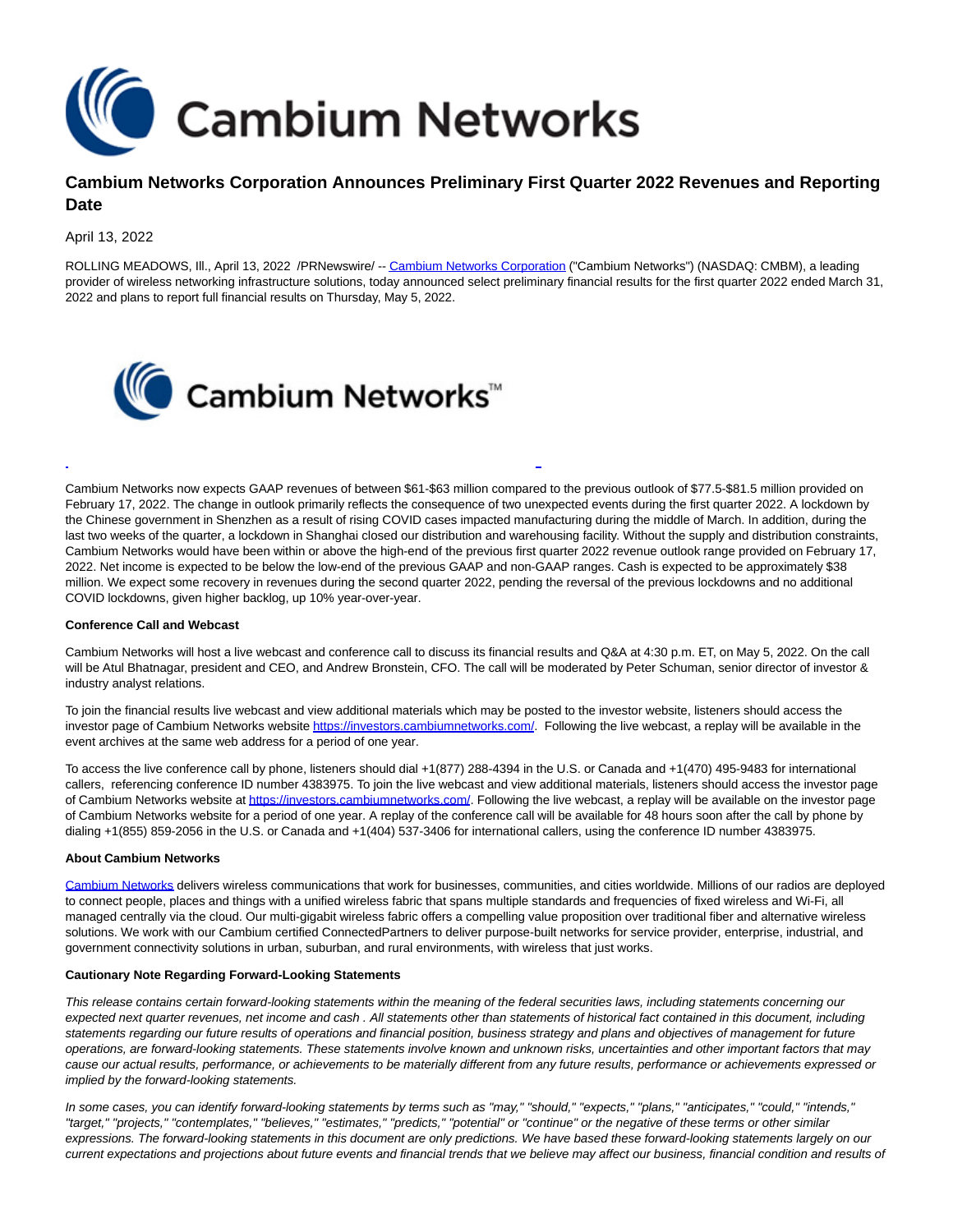# Cambium Networks Corporation Announces Preliminary First Quarter 2022 Revenues and Reporting Date

April 13, 2022

ROLLING MEADOWS, Ill., April 13, 2022 /PRNewswire/ -- Cambium Networks Corporation ("Cambium Networks") (NASDAQ: CMBM), a leading provider of wireless networking infrastructure solutions, today announced select preliminary financial results for the first quarter 2022 ended March 31, 2022 and plans to report full financial results on Thursday, May 5, 2022.

Cambium Networks now expects GAAP revenues of between $61-$63 million compared to the previous outlook of $77.5-$81.5 million provided on February 17, 2022. The change in outlook primarily reflects the consequence of two unexpected events during the first quarter 2022. A lockdown by the Chinese government in Shenzhen as a result of rising COVID cases impacted manufacturing during the middle of March. In addition, during the last two weeks of the quarter, a lockdown in Shanghai closed our distribution and warehousing facility. Without the supply and distribution constraints, Cambium Networks would have been within or above the high-end of the previous first quarter 2022 revenue outlook range provided on February 17, 2022. Net income is expected to be below the low-end of the previous GAAP and non-GAAP ranges. Cash is expected to be approximately $38 million. We expect some recovery in revenues during the second quarter 2022, pending the reversal of the previous lockdowns and no additional COVID lockdowns, given higher backlog, up 10% year-over-year.

**Conference Call and Webcast**

Cambium Networks will host a live webcast and conference call to discuss its financial results and Q&A at 4:30 p.m. ET, on May 5, 2022. On the call will be Atul Bhatnagar, president and CEO, and Andrew Bronstein, CFO. The call will be moderated by Peter Schuman, senior director of investor & industry analyst relations.

To join the financial results live webcast and view additional materials which may be posted to the investor website, listeners should access the investor page of Cambium Networks website https://investors.cambiumnetworks.com/. Following the live webcast, a replay will be available in the event archives at the same web address for a period of one year.

To access the live conference call by phone, listeners should dial +1(877) 288-4394 in the U.S. or Canada and +1(470) 495-9483 for international callers, referencing conference ID number 4383975. To join the live webcast and view additional materials, listeners should access the investor page of Cambium Networks website at https://investors.cambiumnetworks.com/. Following the live webcast, a replay will be available on the investor page of Cambium Networks website for a period of one year. A replay of the conference call will be available for 48 hours soon after the call by phone by dialing +1(855) 859-2056 in the U.S. or Canada and +1(404) 537-3406 for international callers, using the conference ID number 4383975.

**About Cambium Networks**

Cambium Networks delivers wireless communications that work for businesses, communities, and cities worldwide. Millions of our radios are deployed to connect people, places and things with a unified wireless fabric that spans multiple standards and frequencies of fixed wireless and Wi-Fi, all managed centrally via the cloud. Our multi-gigabit wireless fabric offers a compelling value proposition over traditional fiber and alternative wireless solutions. We work with our Cambium certified ConnectedPartners to deliver purpose-built networks for service provider, enterprise, industrial, and government connectivity solutions in urban, suburban, and rural environments, with wireless that just works.

**Cautionary Note Regarding Forward-Looking Statements**

*This release contains certain forward-looking statements within the meaning of the federal securities laws, including statements concerning our expected next quarter revenues, net income and cash . All statements other than statements of historical fact contained in this document, including statements regarding our future results of operations and financial position, business strategy and plans and objectives of management for future operations, are forward-looking statements. These statements involve known and unknown risks, uncertainties and other important factors that may cause our actual results, performance, or achievements to be materially different from any future results, performance or achievements expressed or implied by the forward-looking statements.*

*In some cases, you can identify forward-looking statements by terms such as "may," "should," "expects," "plans," "anticipates," "could," "intends," "target," "projects," "contemplates," "believes," "estimates," "predicts," "potential" or "continue" or the negative of these terms or other similar expressions. The forward-looking statements in this document are only predictions. We have based these forward-looking statements largely on our current expectations and projections about future events and financial trends that we believe may affect our business, financial condition and results of*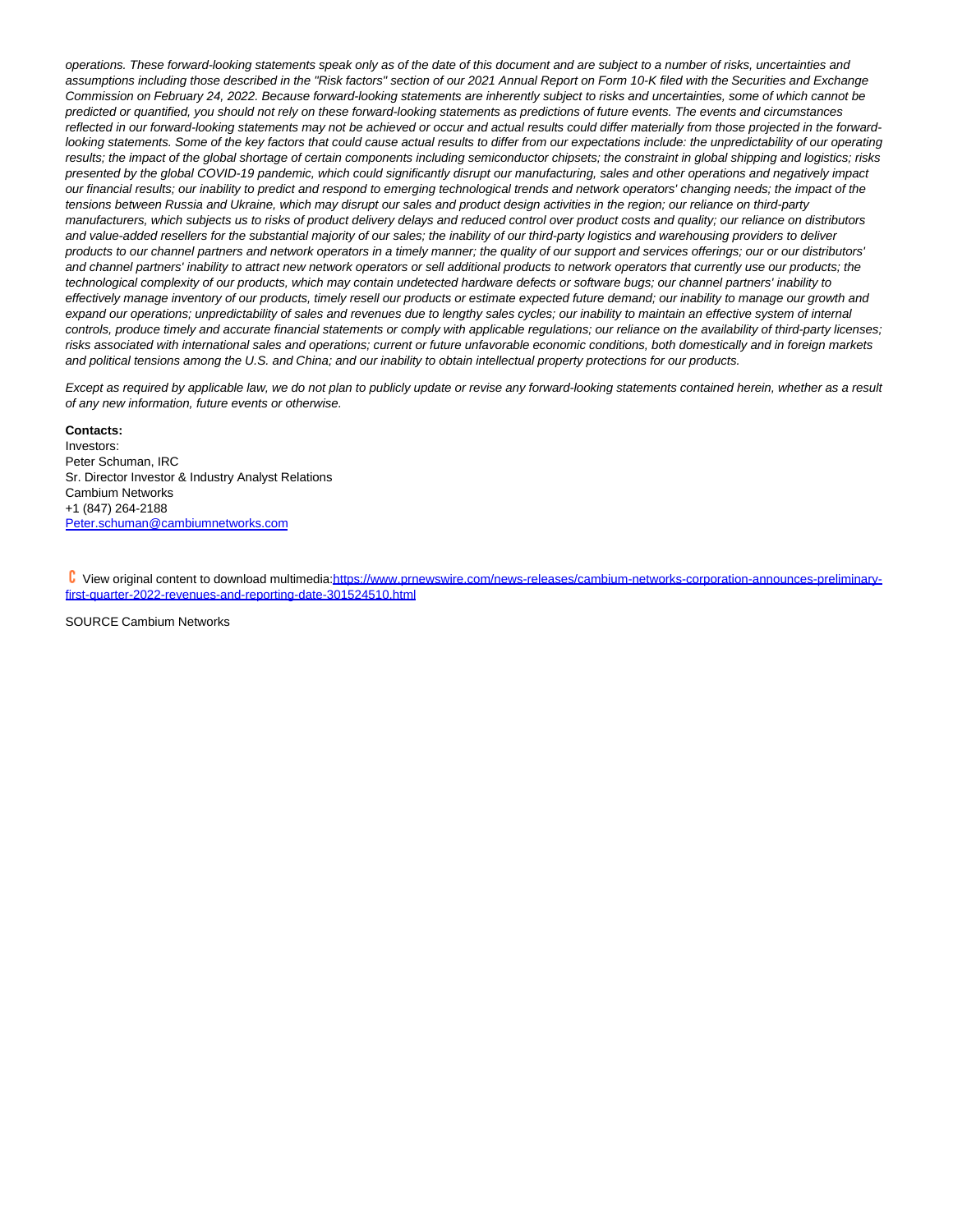*operations. These forward-looking statements speak only as of the date of this document and are subject to a number of risks, uncertainties and assumptions including those described in the "Risk factors" section of our 2021 Annual Report on Form 10-K filed with the Securities and Exchange Commission on February 24, 2022. Because forward-looking statements are inherently subject to risks and uncertainties, some of which cannot be predicted or quantified, you should not rely on these forward-looking statements as predictions of future events. The events and circumstances reflected in our forward-looking statements may not be achieved or occur and actual results could differ materially from those projected in the forward-looking statements. Some of the key factors that could cause actual results to differ from our expectations include: the unpredictability of our operating results; the impact of the global shortage of certain components including semiconductor chipsets; the constraint in global shipping and logistics; risks presented by the global COVID-19 pandemic, which could significantly disrupt our manufacturing, sales and other operations and negatively impact our financial results; our inability to predict and respond to emerging technological trends and network operators' changing needs; the impact of the tensions between Russia and Ukraine, which may disrupt our sales and product design activities in the region; our reliance on third-party manufacturers, which subjects us to risks of product delivery delays and reduced control over product costs and quality; our reliance on distributors and value-added resellers for the substantial majority of our sales; the inability of our third-party logistics and warehousing providers to deliver products to our channel partners and network operators in a timely manner; the quality of our support and services offerings; our or our distributors' and channel partners' inability to attract new network operators or sell additional products to network operators that currently use our products; the technological complexity of our products, which may contain undetected hardware defects or software bugs; our channel partners' inability to effectively manage inventory of our products, timely resell our products or estimate expected future demand; our inability to manage our growth and expand our operations; unpredictability of sales and revenues due to lengthy sales cycles; our inability to maintain an effective system of internal controls, produce timely and accurate financial statements or comply with applicable regulations; our reliance on the availability of third-party licenses; risks associated with international sales and operations; current or future unfavorable economic conditions, both domestically and in foreign markets and political tensions among the U.S. and China; and our inability to obtain intellectual property protections for our products.*

*Except as required by applicable law, we do not plan to publicly update or revise any forward-looking statements contained herein, whether as a result of any new information, future events or otherwise.*

**Contacts:**
Investors:
Peter Schuman, IRC
Sr. Director Investor & Industry Analyst Relations
Cambium Networks
+1 (847) 264-2188
Peter.schuman@cambiumnetworks.com

View original content to download multimedia:https://www.prnewswire.com/news-releases/cambium-networks-corporation-announces-preliminary-first-quarter-2022-revenues-and-reporting-date-301524510.html

SOURCE Cambium Networks